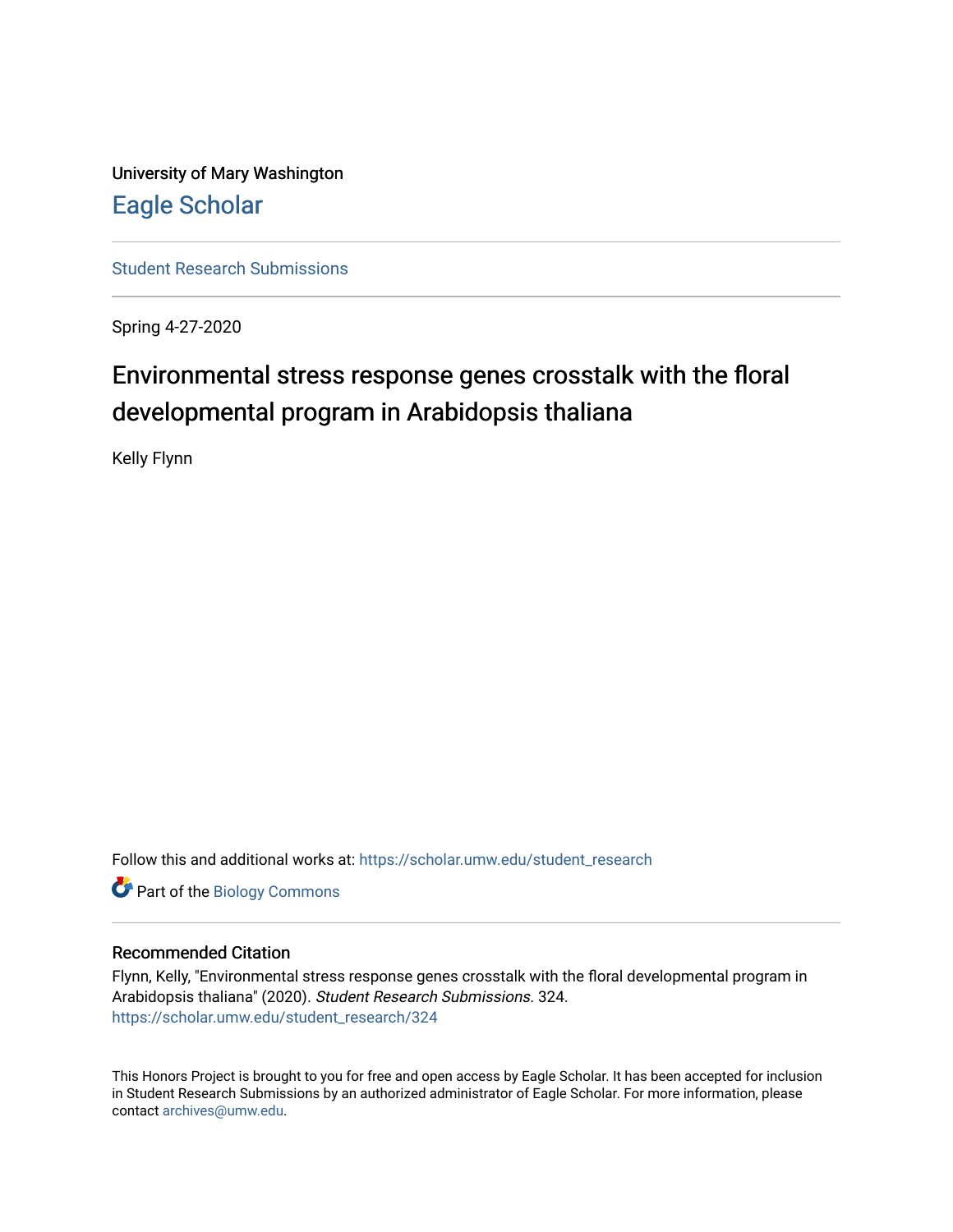University of Mary Washington

# Eagle Scholar

Student Research Submissions

Spring 4-27-2020

## Environmental stress response genes crosstalk with the floral developmental program in Arabidopsis thaliana

Kelly Flynn

Follow this and additional works at: https://scholar.umw.edu/student_research

Part of the Biology Commons

### Recommended Citation

Flynn, Kelly, "Environmental stress response genes crosstalk with the floral developmental program in Arabidopsis thaliana" (2020). *Student Research Submissions*. 324.
https://scholar.umw.edu/student_research/324

This Honors Project is brought to you for free and open access by Eagle Scholar. It has been accepted for inclusion in Student Research Submissions by an authorized administrator of Eagle Scholar. For more information, please contact archives@umw.edu.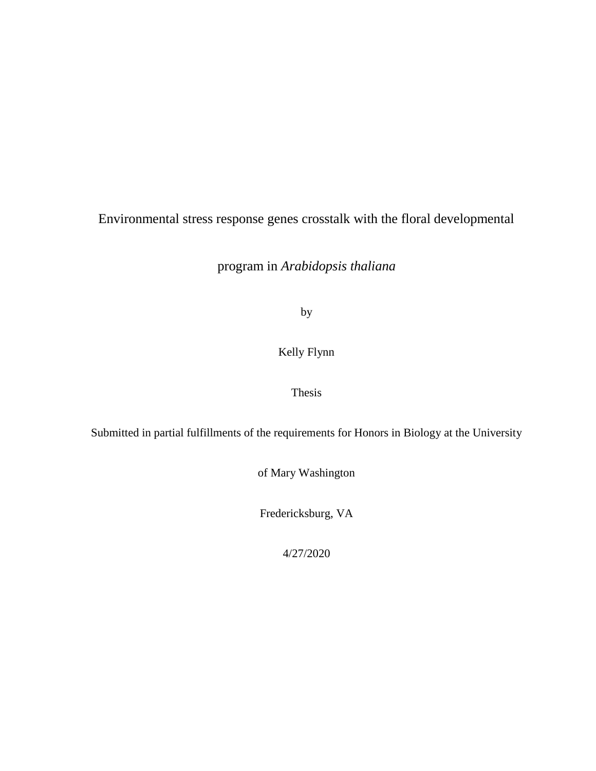# Environmental stress response genes crosstalk with the floral developmental program in *Arabidopsis thaliana*

by

Kelly Flynn

Thesis

Submitted in partial fulfillments of the requirements for Honors in Biology at the University of Mary Washington

Fredericksburg, VA

4/27/2020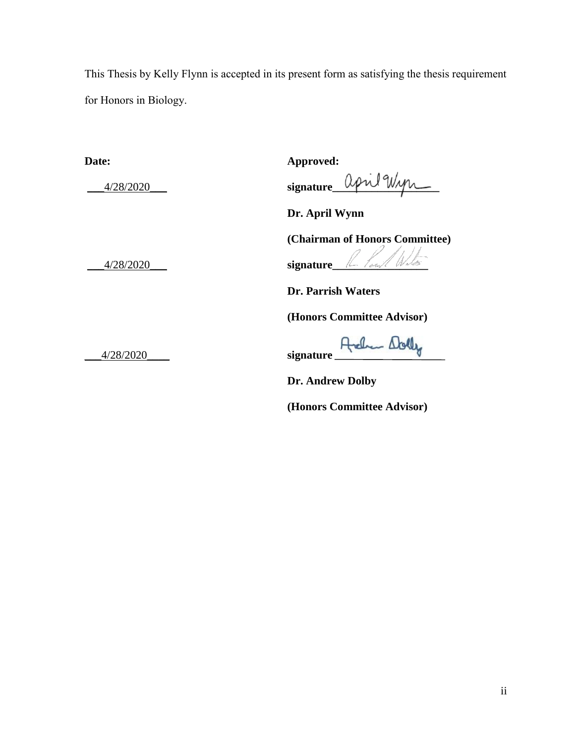This Thesis by Kelly Flynn is accepted in its present form as satisfying the thesis requirement for Honors in Biology.

| **Date:** | **Approved:** |
| --- | --- |
| ___4/28/2020___ | **signature**___________________ |
| | **Dr. April Wynn** |
| | **(Chairman of Honors Committee)** |
| ___4/28/2020___ | **signature**___________________ |
| | **Dr. Parrish Waters** |
| | **(Honors Committee Advisor)** |
| ___4/28/2020____ | **signature** ___________________ |
| | **Dr. Andrew Dolby** |
| | **(Honors Committee Advisor)** |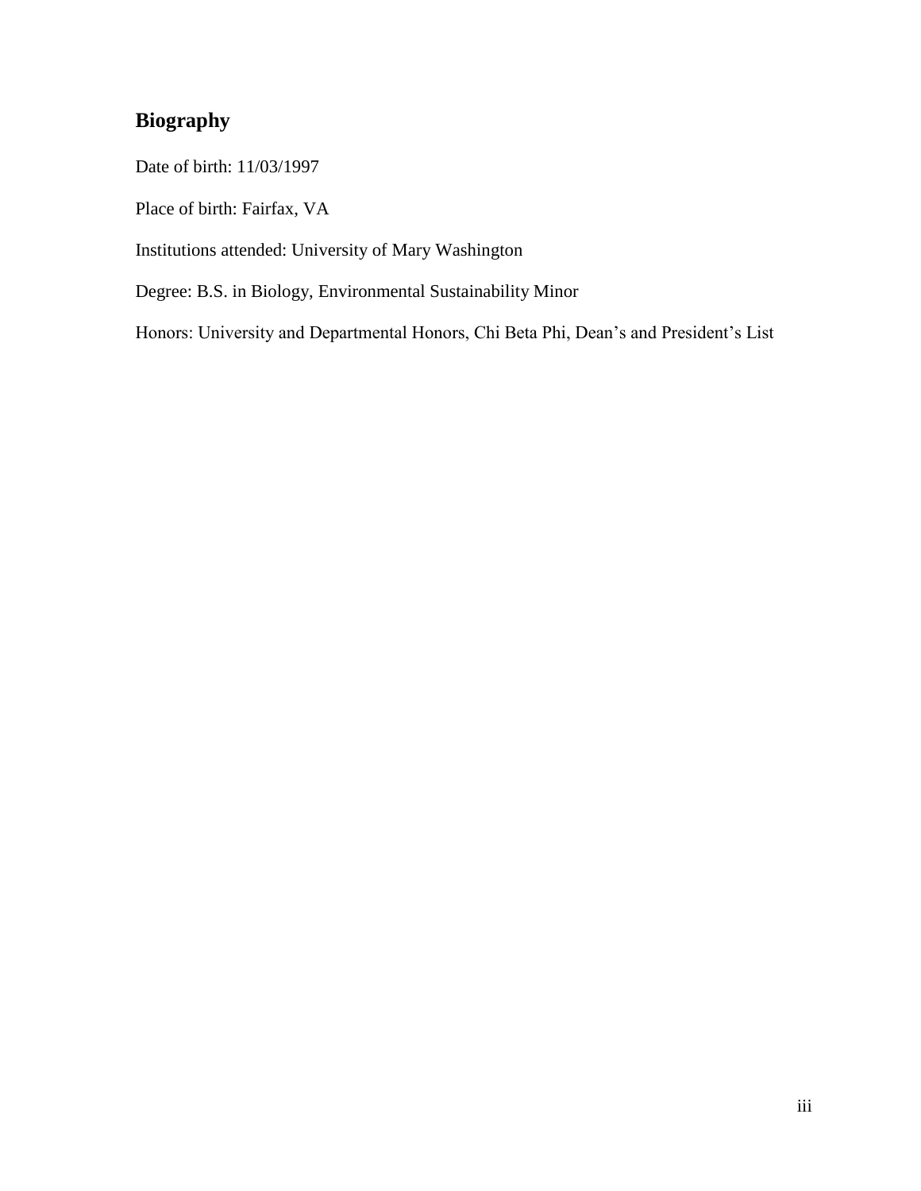## Biography

Date of birth: 11/03/1997

Place of birth: Fairfax, VA

Institutions attended: University of Mary Washington

Degree: B.S. in Biology, Environmental Sustainability Minor

Honors: University and Departmental Honors, Chi Beta Phi, Dean's and President's List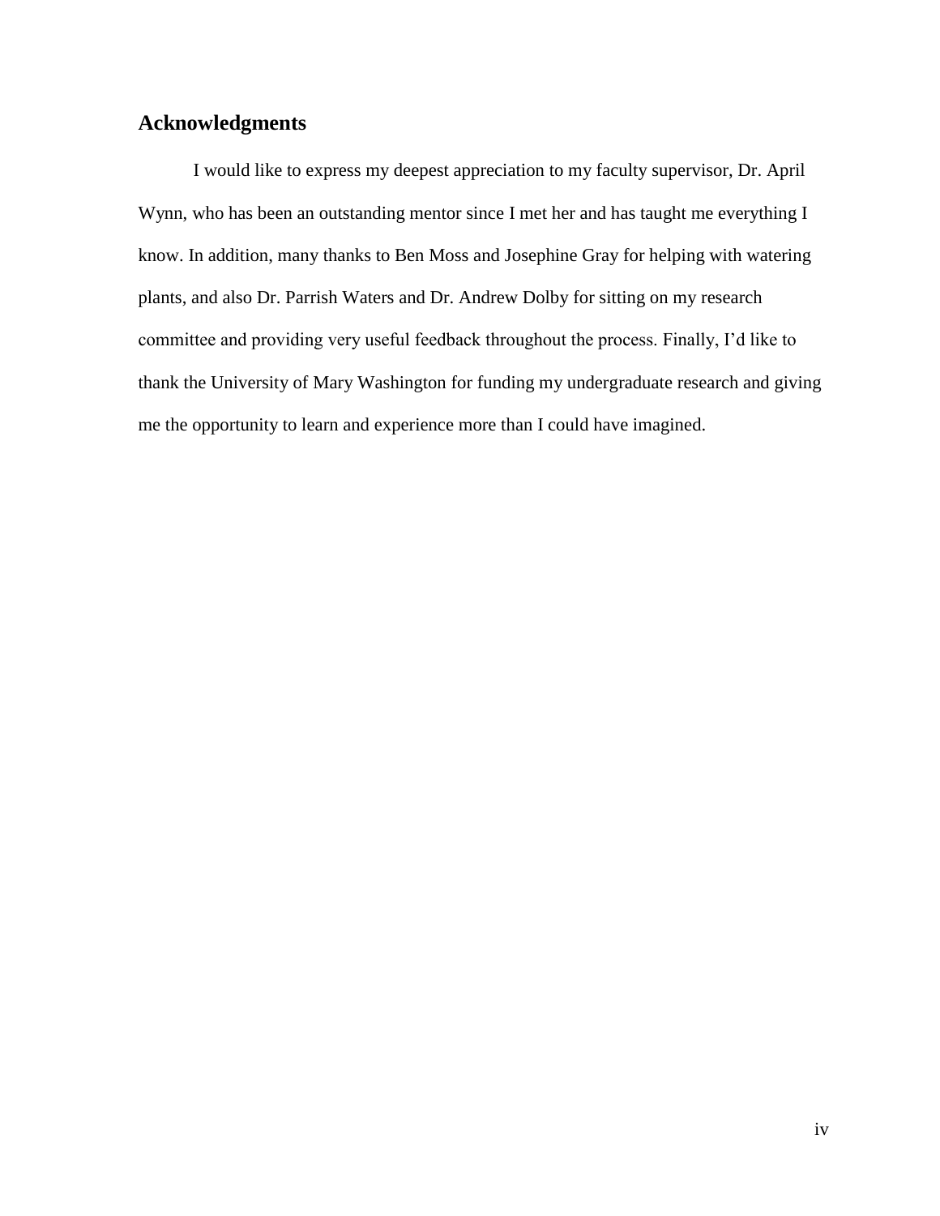## Acknowledgments

I would like to express my deepest appreciation to my faculty supervisor, Dr. April Wynn, who has been an outstanding mentor since I met her and has taught me everything I know. In addition, many thanks to Ben Moss and Josephine Gray for helping with watering plants, and also Dr. Parrish Waters and Dr. Andrew Dolby for sitting on my research committee and providing very useful feedback throughout the process. Finally, I'd like to thank the University of Mary Washington for funding my undergraduate research and giving me the opportunity to learn and experience more than I could have imagined.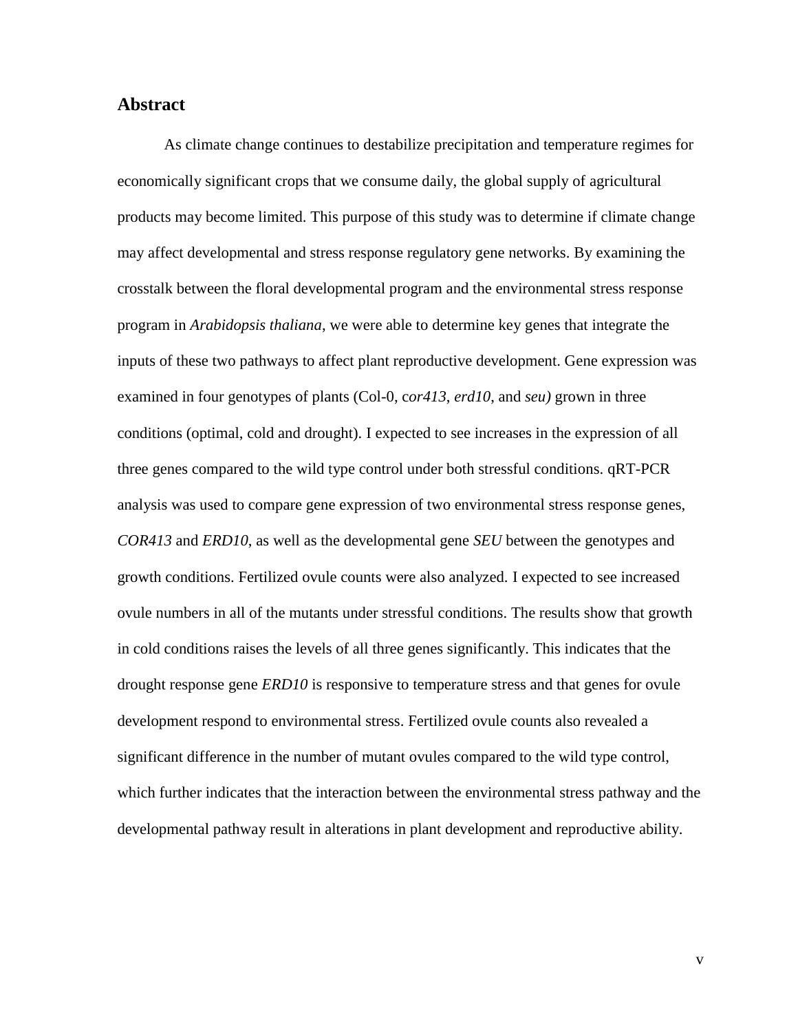## Abstract

As climate change continues to destabilize precipitation and temperature regimes for economically significant crops that we consume daily, the global supply of agricultural products may become limited. This purpose of this study was to determine if climate change may affect developmental and stress response regulatory gene networks. By examining the crosstalk between the floral developmental program and the environmental stress response program in *Arabidopsis thaliana*, we were able to determine key genes that integrate the inputs of these two pathways to affect plant reproductive development. Gene expression was examined in four genotypes of plants (Col-0, c*or413*, *erd10*, and *seu)* grown in three conditions (optimal, cold and drought). I expected to see increases in the expression of all three genes compared to the wild type control under both stressful conditions. qRT-PCR analysis was used to compare gene expression of two environmental stress response genes, *COR413* and *ERD10*, as well as the developmental gene *SEU* between the genotypes and growth conditions. Fertilized ovule counts were also analyzed. I expected to see increased ovule numbers in all of the mutants under stressful conditions. The results show that growth in cold conditions raises the levels of all three genes significantly. This indicates that the drought response gene *ERD10* is responsive to temperature stress and that genes for ovule development respond to environmental stress. Fertilized ovule counts also revealed a significant difference in the number of mutant ovules compared to the wild type control, which further indicates that the interaction between the environmental stress pathway and the developmental pathway result in alterations in plant development and reproductive ability.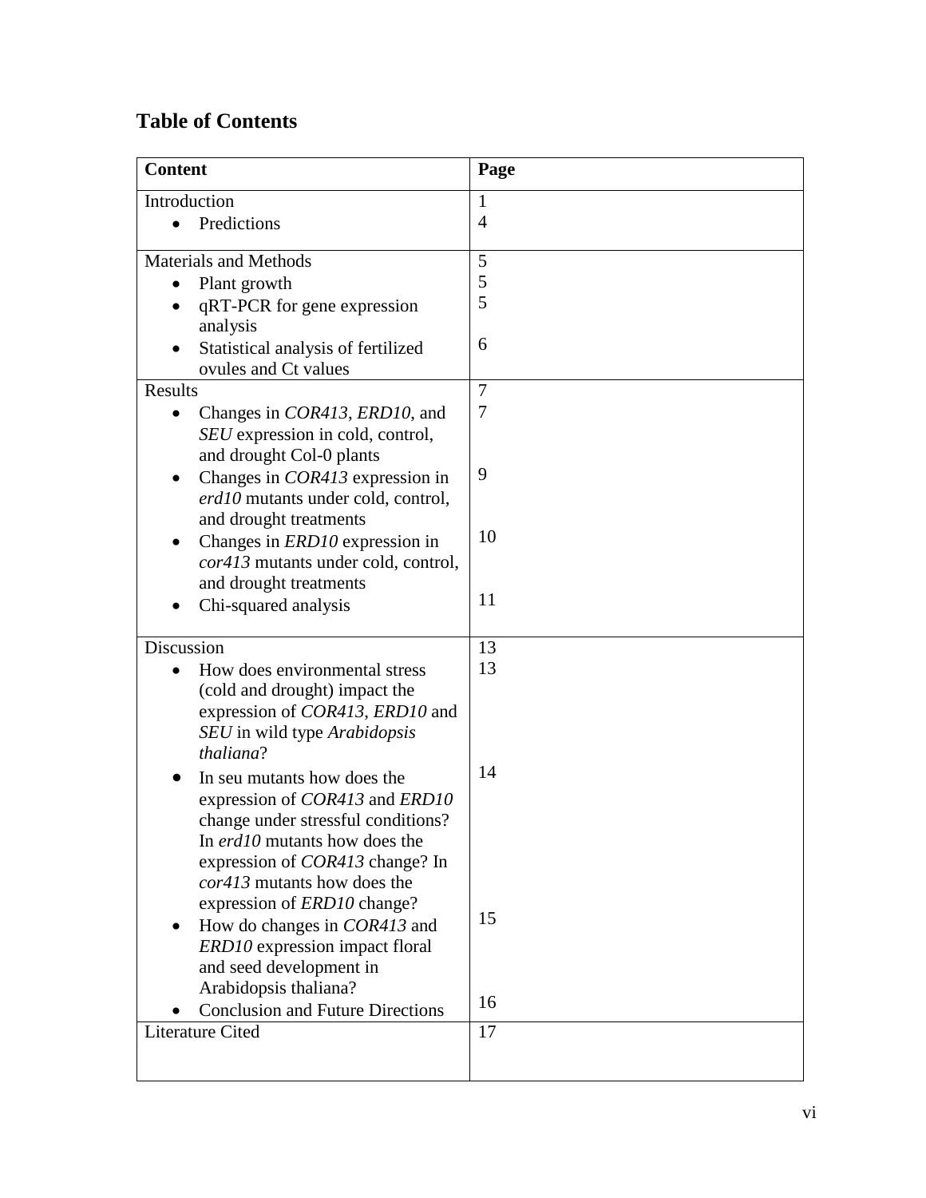## Table of Contents

| Content | Page |
|---|---|
| Introduction | 1 |
| • Predictions | 4 |
| Materials and Methods | 5 |
| • Plant growth | 5 |
| • qRT-PCR for gene expression analysis | 5 |
| • Statistical analysis of fertilized ovules and Ct values | 6 |
| Results | 7 |
| • Changes in *COR413*, *ERD10*, and *SEU* expression in cold, control, and drought Col-0 plants | 7 |
| • Changes in *COR413* expression in *erd10* mutants under cold, control, and drought treatments | 9 |
| • Changes in *ERD10* expression in *cor413* mutants under cold, control, and drought treatments | 10 |
| • Chi-squared analysis | 11 |
| Discussion | 13 |
| • How does environmental stress (cold and drought) impact the expression of *COR413*, *ERD10* and *SEU* in wild type *Arabidopsis thaliana*? | 13 |
| • In seu mutants how does the expression of *COR413* and *ERD10* change under stressful conditions? In *erd10* mutants how does the expression of *COR413* change? In *cor413* mutants how does the expression of *ERD10* change? | 14 |
| • How do changes in *COR413* and *ERD10* expression impact floral and seed development in Arabidopsis thaliana? | 15 |
| • Conclusion and Future Directions | 16 |
| Literature Cited | 17 |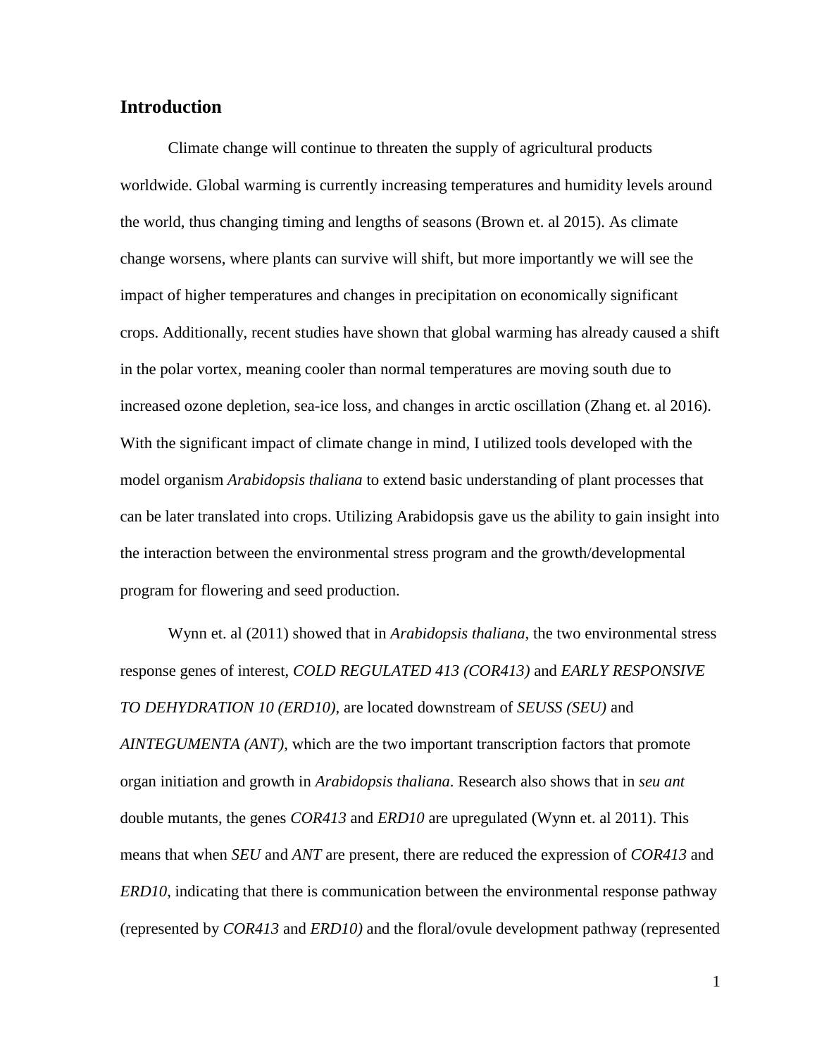## Introduction

Climate change will continue to threaten the supply of agricultural products worldwide. Global warming is currently increasing temperatures and humidity levels around the world, thus changing timing and lengths of seasons (Brown et. al 2015). As climate change worsens, where plants can survive will shift, but more importantly we will see the impact of higher temperatures and changes in precipitation on economically significant crops. Additionally, recent studies have shown that global warming has already caused a shift in the polar vortex, meaning cooler than normal temperatures are moving south due to increased ozone depletion, sea-ice loss, and changes in arctic oscillation (Zhang et. al 2016). With the significant impact of climate change in mind, I utilized tools developed with the model organism *Arabidopsis thaliana* to extend basic understanding of plant processes that can be later translated into crops. Utilizing Arabidopsis gave us the ability to gain insight into the interaction between the environmental stress program and the growth/developmental program for flowering and seed production.

Wynn et. al (2011) showed that in *Arabidopsis thaliana*, the two environmental stress response genes of interest, *COLD REGULATED 413 (COR413)* and *EARLY RESPONSIVE TO DEHYDRATION 10 (ERD10)*, are located downstream of *SEUSS (SEU)* and *AINTEGUMENTA (ANT)*, which are the two important transcription factors that promote organ initiation and growth in *Arabidopsis thaliana*. Research also shows that in *seu ant* double mutants, the genes *COR413* and *ERD10* are upregulated (Wynn et. al 2011). This means that when *SEU* and *ANT* are present, there are reduced the expression of *COR413* and *ERD10*, indicating that there is communication between the environmental response pathway (represented by *COR413* and *ERD10)* and the floral/ovule development pathway (represented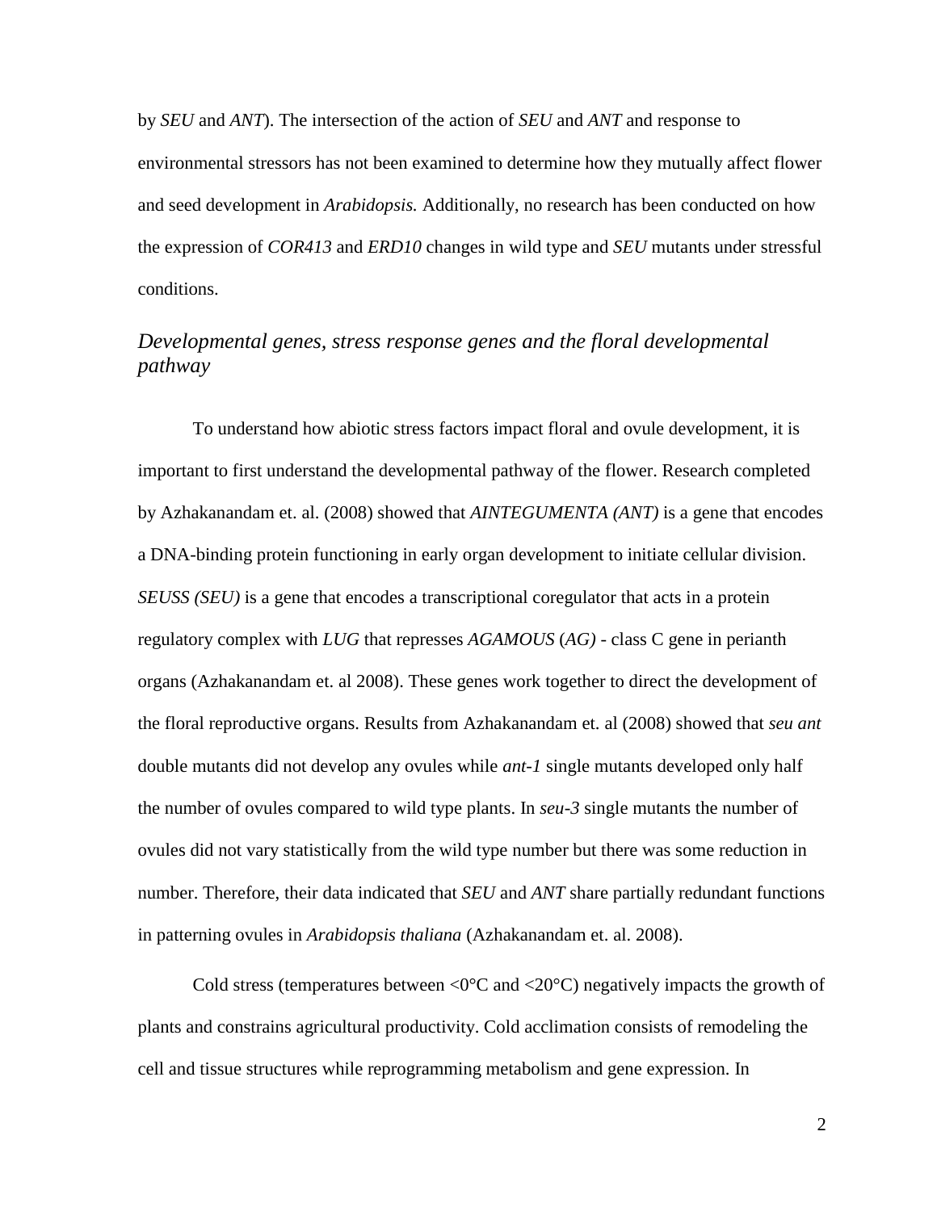by *SEU* and *ANT*). The intersection of the action of *SEU* and *ANT* and response to environmental stressors has not been examined to determine how they mutually affect flower and seed development in *Arabidopsis.* Additionally, no research has been conducted on how the expression of *COR413* and *ERD10* changes in wild type and *SEU* mutants under stressful conditions.

### *Developmental genes, stress response genes and the floral developmental pathway*

To understand how abiotic stress factors impact floral and ovule development, it is important to first understand the developmental pathway of the flower. Research completed by Azhakanandam et. al. (2008) showed that *AINTEGUMENTA (ANT)* is a gene that encodes a DNA-binding protein functioning in early organ development to initiate cellular division. *SEUSS (SEU)* is a gene that encodes a transcriptional coregulator that acts in a protein regulatory complex with *LUG* that represses *AGAMOUS* (*AG)* - class C gene in perianth organs (Azhakanandam et. al 2008). These genes work together to direct the development of the floral reproductive organs. Results from Azhakanandam et. al (2008) showed that *seu ant* double mutants did not develop any ovules while *ant-1* single mutants developed only half the number of ovules compared to wild type plants. In *seu-3* single mutants the number of ovules did not vary statistically from the wild type number but there was some reduction in number. Therefore, their data indicated that *SEU* and *ANT* share partially redundant functions in patterning ovules in *Arabidopsis thaliana* (Azhakanandam et. al. 2008).

Cold stress (temperatures between <0°C and <20°C) negatively impacts the growth of plants and constrains agricultural productivity. Cold acclimation consists of remodeling the cell and tissue structures while reprogramming metabolism and gene expression. In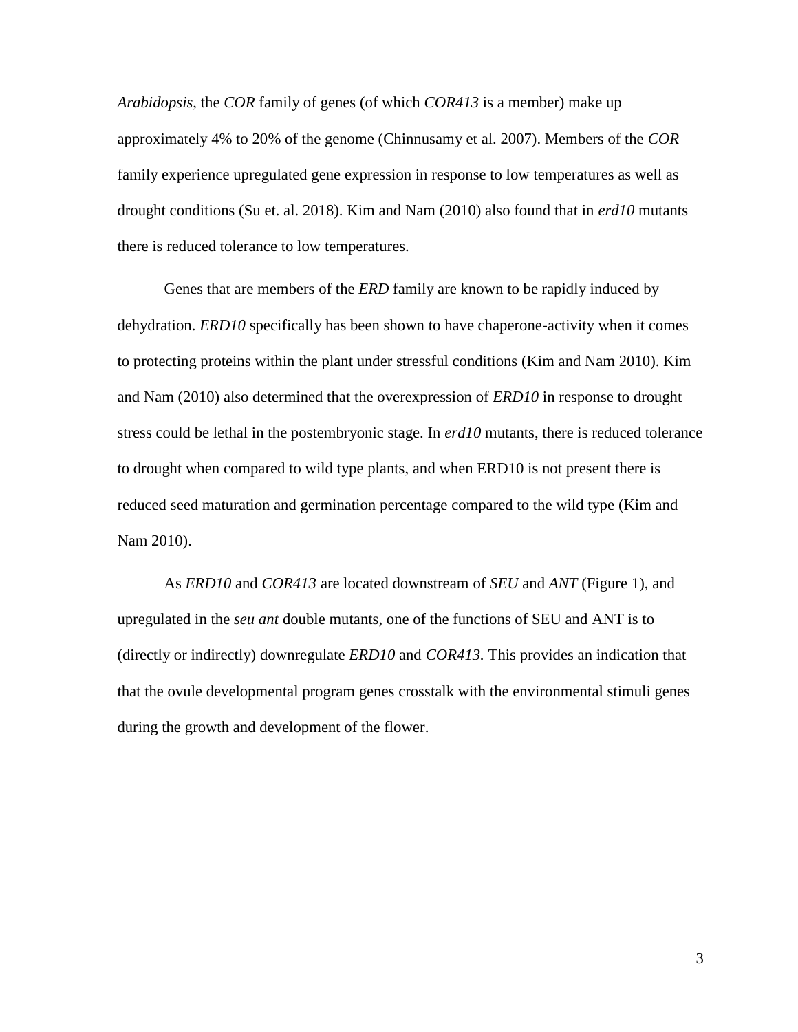*Arabidopsis*, the *COR* family of genes (of which *COR413* is a member) make up approximately 4% to 20% of the genome (Chinnusamy et al. 2007). Members of the *COR* family experience upregulated gene expression in response to low temperatures as well as drought conditions (Su et. al. 2018). Kim and Nam (2010) also found that in *erd10* mutants there is reduced tolerance to low temperatures.

Genes that are members of the *ERD* family are known to be rapidly induced by dehydration. *ERD10* specifically has been shown to have chaperone-activity when it comes to protecting proteins within the plant under stressful conditions (Kim and Nam 2010). Kim and Nam (2010) also determined that the overexpression of *ERD10* in response to drought stress could be lethal in the postembryonic stage. In *erd10* mutants, there is reduced tolerance to drought when compared to wild type plants, and when ERD10 is not present there is reduced seed maturation and germination percentage compared to the wild type (Kim and Nam 2010).

As *ERD10* and *COR413* are located downstream of *SEU* and *ANT* (Figure 1), and upregulated in the *seu ant* double mutants, one of the functions of SEU and ANT is to (directly or indirectly) downregulate *ERD10* and *COR413.* This provides an indication that that the ovule developmental program genes crosstalk with the environmental stimuli genes during the growth and development of the flower.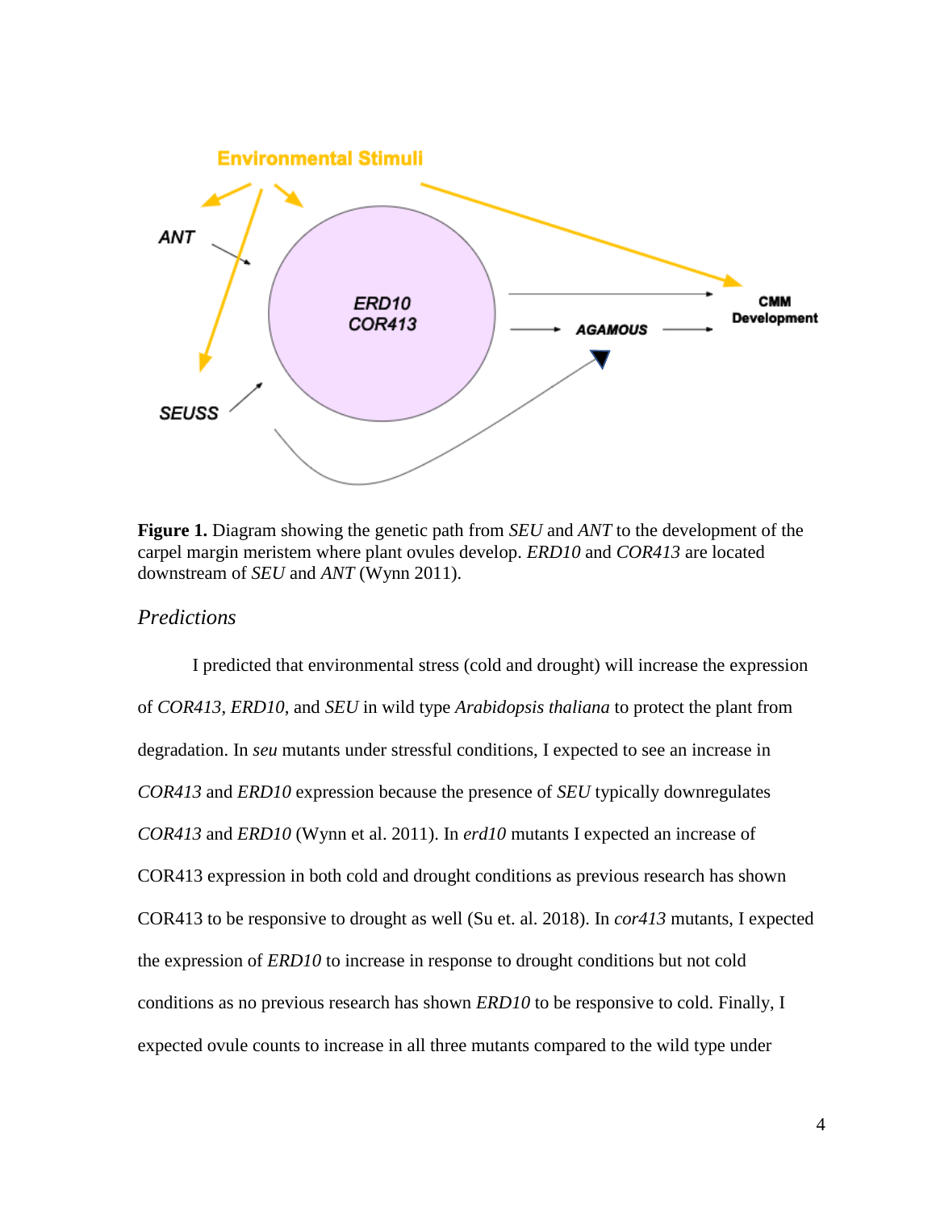**Figure 1.** Diagram showing the genetic path from *SEU* and *ANT* to the development of the carpel margin meristem where plant ovules develop. *ERD10* and *COR413* are located downstream of *SEU* and *ANT* (Wynn 2011).

### *Predictions*

I predicted that environmental stress (cold and drought) will increase the expression of *COR413*, *ERD10*, and *SEU* in wild type *Arabidopsis thaliana* to protect the plant from degradation. In *seu* mutants under stressful conditions, I expected to see an increase in *COR413* and *ERD10* expression because the presence of *SEU* typically downregulates *COR413* and *ERD10* (Wynn et al. 2011). In *erd10* mutants I expected an increase of COR413 expression in both cold and drought conditions as previous research has shown COR413 to be responsive to drought as well (Su et. al. 2018). In *cor413* mutants, I expected the expression of *ERD10* to increase in response to drought conditions but not cold conditions as no previous research has shown *ERD10* to be responsive to cold. Finally, I expected ovule counts to increase in all three mutants compared to the wild type under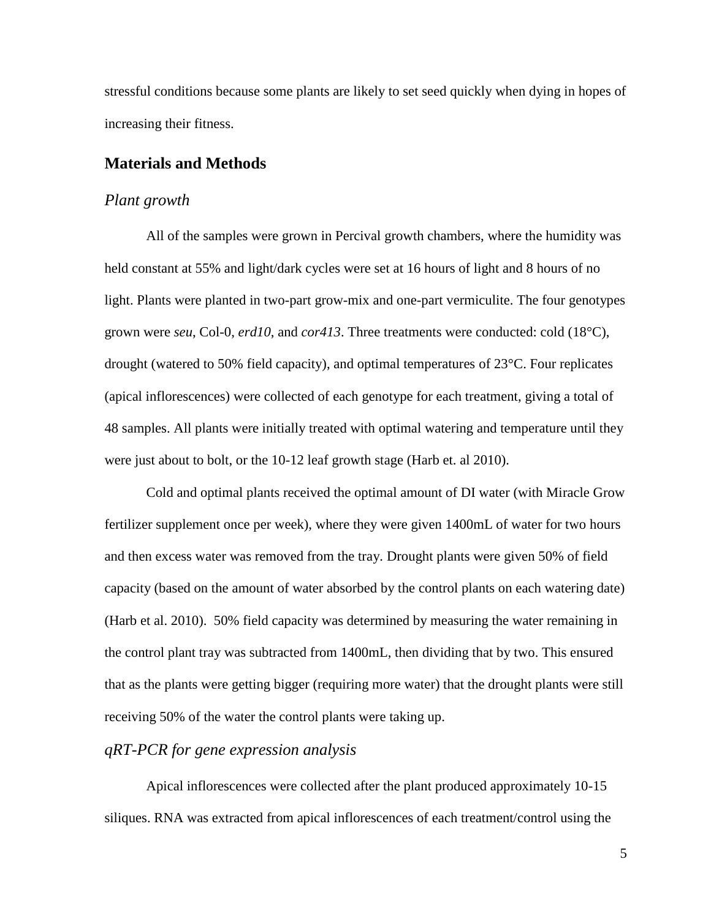stressful conditions because some plants are likely to set seed quickly when dying in hopes of increasing their fitness.

## Materials and Methods

### *Plant growth*

All of the samples were grown in Percival growth chambers, where the humidity was held constant at 55% and light/dark cycles were set at 16 hours of light and 8 hours of no light. Plants were planted in two-part grow-mix and one-part vermiculite. The four genotypes grown were *seu*, Col-0, *erd10*, and *cor413*. Three treatments were conducted: cold (18°C), drought (watered to 50% field capacity), and optimal temperatures of 23°C. Four replicates (apical inflorescences) were collected of each genotype for each treatment, giving a total of 48 samples. All plants were initially treated with optimal watering and temperature until they were just about to bolt, or the 10-12 leaf growth stage (Harb et. al 2010).

Cold and optimal plants received the optimal amount of DI water (with Miracle Grow fertilizer supplement once per week), where they were given 1400mL of water for two hours and then excess water was removed from the tray. Drought plants were given 50% of field capacity (based on the amount of water absorbed by the control plants on each watering date) (Harb et al. 2010). 50% field capacity was determined by measuring the water remaining in the control plant tray was subtracted from 1400mL, then dividing that by two. This ensured that as the plants were getting bigger (requiring more water) that the drought plants were still receiving 50% of the water the control plants were taking up.

### *qRT-PCR for gene expression analysis*

Apical inflorescences were collected after the plant produced approximately 10-15 siliques. RNA was extracted from apical inflorescences of each treatment/control using the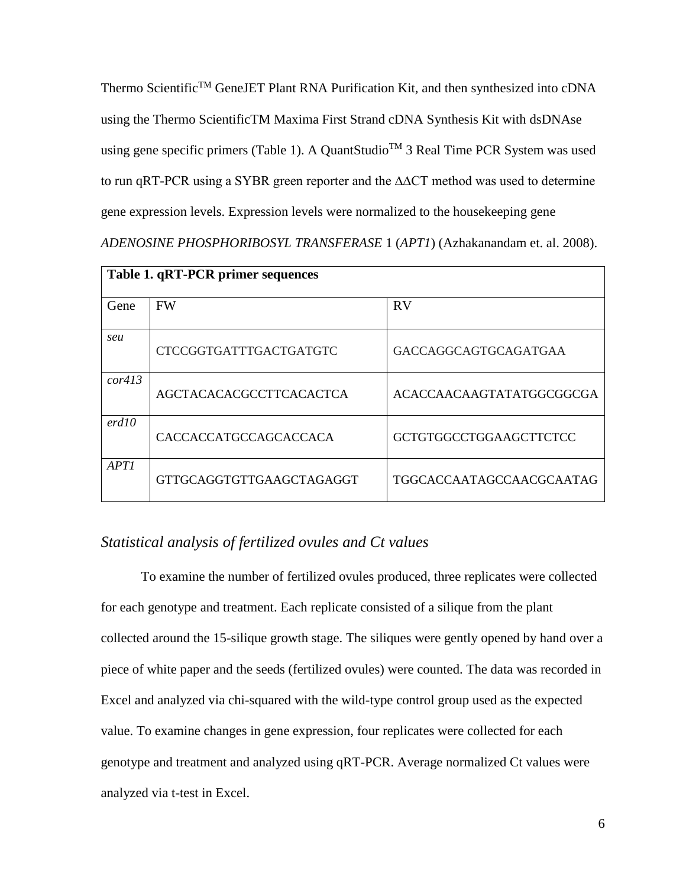Thermo Scientific™ GeneJET Plant RNA Purification Kit, and then synthesized into cDNA using the Thermo ScientificTM Maxima First Strand cDNA Synthesis Kit with dsDNAse using gene specific primers (Table 1). A QuantStudio™ 3 Real Time PCR System was used to run qRT-PCR using a SYBR green reporter and the ΔΔCT method was used to determine gene expression levels. Expression levels were normalized to the housekeeping gene *ADENOSINE PHOSPHORIBOSYL TRANSFERASE* 1 (*APT1*) (Azhakanandam et. al. 2008).

**Table 1. qRT-PCR primer sequences**

| Gene | FW | RV |
| --- | --- | --- |
| *seu* | CTCCGGTGATTTGACTGATGTC | GACCAGGCAGTGCAGATGAA |
| *cor413* | AGCTACACACGCCTTCACACTCA | ACACCAACAAGTATATGGCGGCGA |
| *erd10* | CACCACCATGCCAGCACCACA | GCTGTGGCCTGGAAGCTTCTCC |
| *APT1* | GTTGCAGGTGTTGAAGCTAGAGGT | TGGCACCAATAGCCAACGCAATAG |

### *Statistical analysis of fertilized ovules and Ct values*

To examine the number of fertilized ovules produced, three replicates were collected for each genotype and treatment. Each replicate consisted of a silique from the plant collected around the 15-silique growth stage. The siliques were gently opened by hand over a piece of white paper and the seeds (fertilized ovules) were counted. The data was recorded in Excel and analyzed via chi-squared with the wild-type control group used as the expected value. To examine changes in gene expression, four replicates were collected for each genotype and treatment and analyzed using qRT-PCR. Average normalized Ct values were analyzed via t-test in Excel.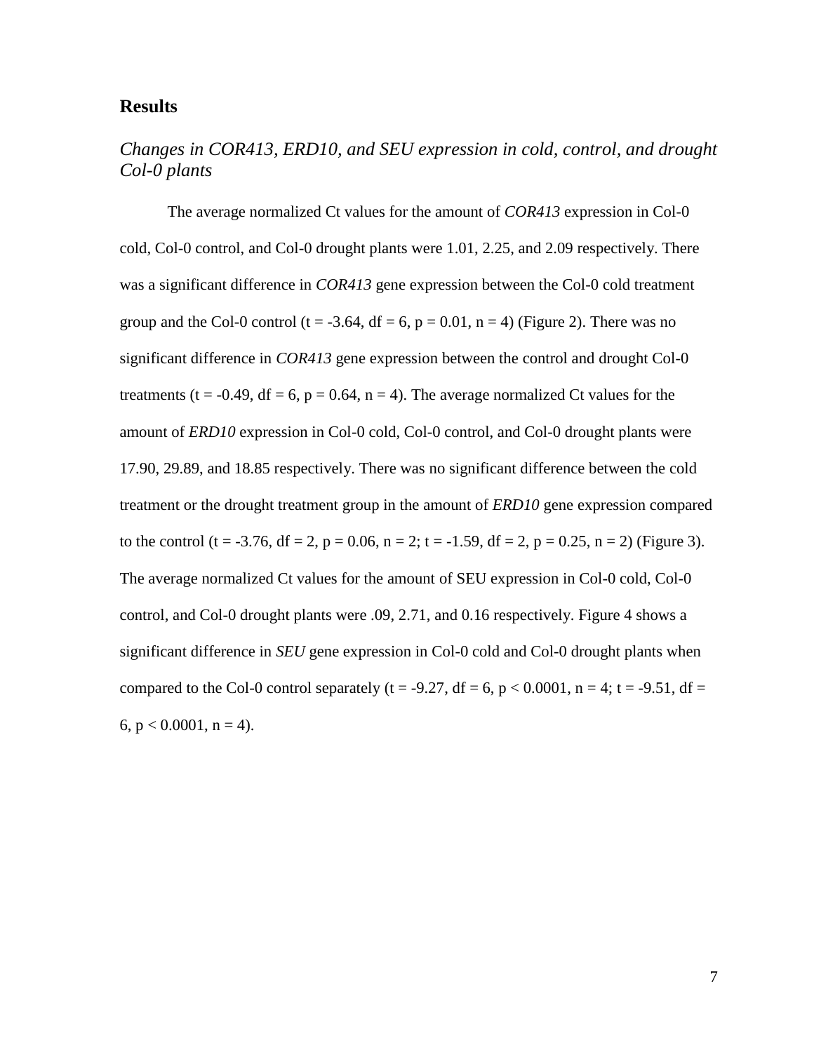## Results

### *Changes in COR413, ERD10, and SEU expression in cold, control, and drought Col-0 plants*

The average normalized Ct values for the amount of *COR413* expression in Col-0 cold, Col-0 control, and Col-0 drought plants were 1.01, 2.25, and 2.09 respectively. There was a significant difference in *COR413* gene expression between the Col-0 cold treatment group and the Col-0 control ($t = -3.64$, $df = 6$, $p = 0.01$, $n = 4$) (Figure 2). There was no significant difference in *COR413* gene expression between the control and drought Col-0 treatments ($t = -0.49$, $df = 6$, $p = 0.64$, $n = 4$). The average normalized Ct values for the amount of *ERD10* expression in Col-0 cold, Col-0 control, and Col-0 drought plants were 17.90, 29.89, and 18.85 respectively. There was no significant difference between the cold treatment or the drought treatment group in the amount of *ERD10* gene expression compared to the control ($t = -3.76$, $df = 2$, $p = 0.06$, $n = 2$; $t = -1.59$, $df = 2$, $p = 0.25$, $n = 2$) (Figure 3). The average normalized Ct values for the amount of SEU expression in Col-0 cold, Col-0 control, and Col-0 drought plants were .09, 2.71, and 0.16 respectively. Figure 4 shows a significant difference in *SEU* gene expression in Col-0 cold and Col-0 drought plants when compared to the Col-0 control separately ($t = -9.27$, $df = 6$, $p < 0.0001$, $n = 4$; $t = -9.51$, $df = 6$, $p < 0.0001$, $n = 4$).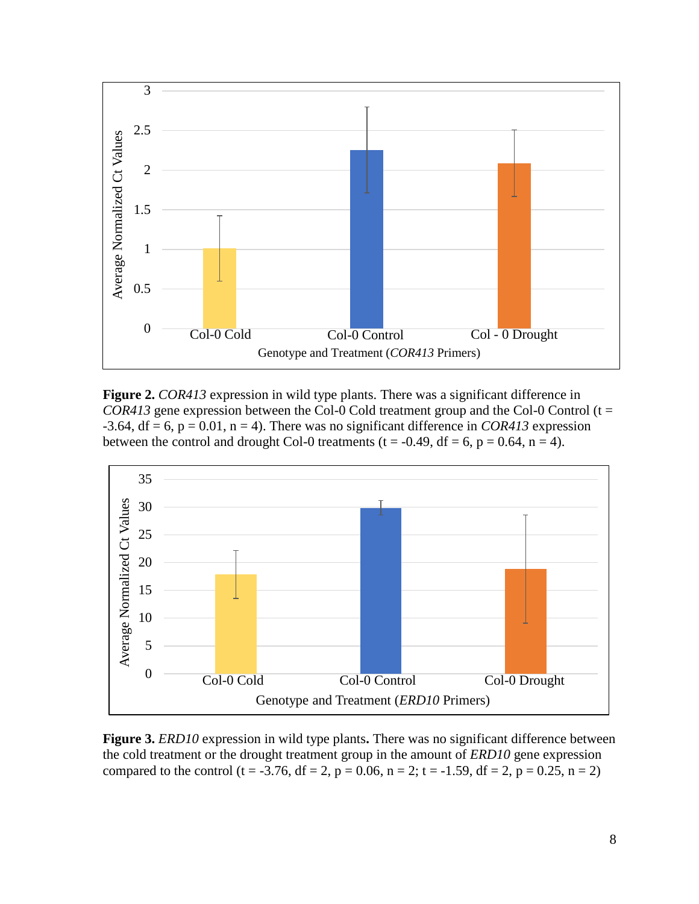**Figure 2.** *COR413* expression in wild type plants. There was a significant difference in *COR413* gene expression between the Col-0 Cold treatment group and the Col-0 Control ($t = -3.64$, $df = 6$, $p = 0.01$, $n = 4$). There was no significant difference in *COR413* expression between the control and drought Col-0 treatments ($t = -0.49$, $df = 6$, $p = 0.64$, $n = 4$).

**Figure 3.** *ERD10* expression in wild type plants**.** There was no significant difference between the cold treatment or the drought treatment group in the amount of *ERD10* gene expression compared to the control ($t = -3.76$, $df = 2$, $p = 0.06$, $n = 2$; $t = -1.59$, $df = 2$, $p = 0.25$, $n = 2$)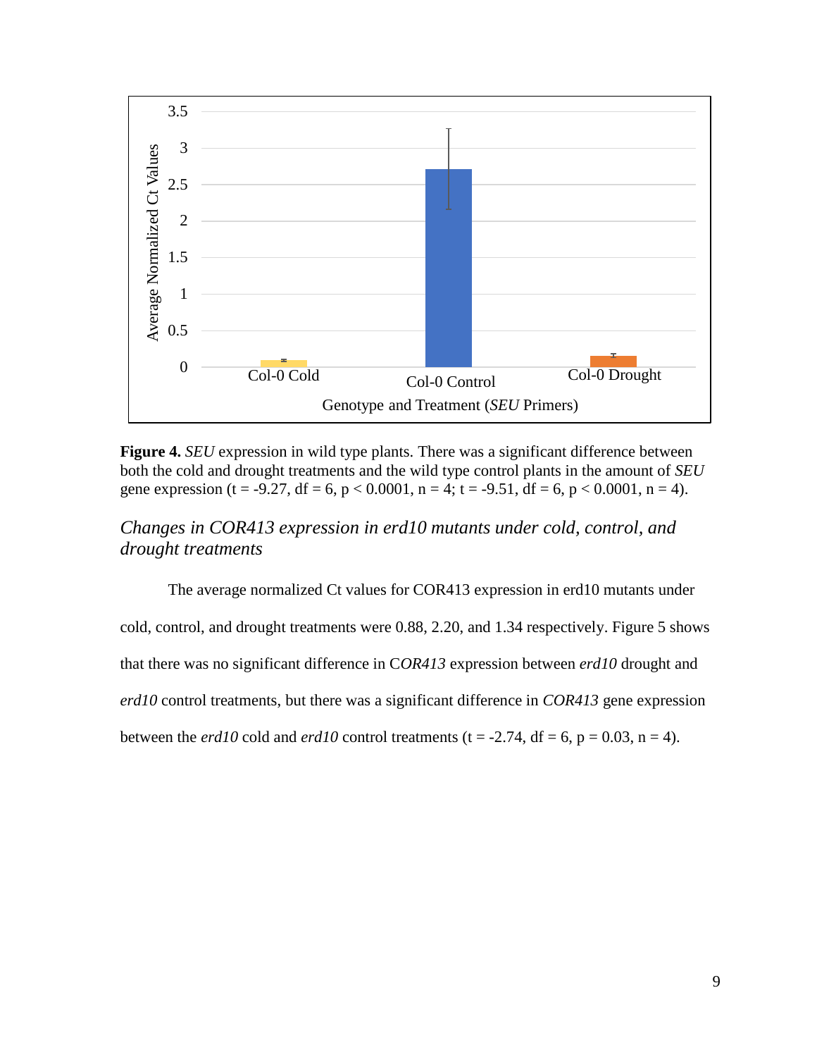**Figure 4.** *SEU* expression in wild type plants. There was a significant difference between both the cold and drought treatments and the wild type control plants in the amount of *SEU* gene expression ($t = -9.27$, $df = 6$, $p < 0.0001$, $n = 4$; $t = -9.51$, $df = 6$, $p < 0.0001$, $n = 4$).

### *Changes in COR413 expression in erd10 mutants under cold, control, and drought treatments*

The average normalized Ct values for COR413 expression in erd10 mutants under cold, control, and drought treatments were 0.88, 2.20, and 1.34 respectively. Figure 5 shows that there was no significant difference in C*OR413* expression between *erd10* drought and *erd10* control treatments, but there was a significant difference in *COR413* gene expression between the *erd10* cold and *erd10* control treatments ($t = -2.74$, $df = 6$, $p = 0.03$, $n = 4$).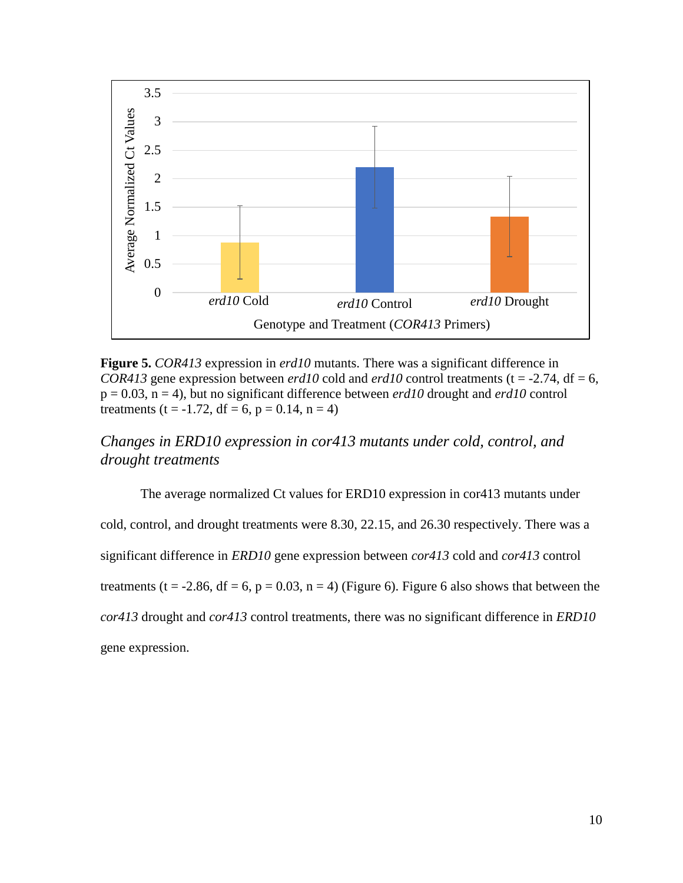**Figure 5.** *COR413* expression in *erd10* mutants. There was a significant difference in *COR413* gene expression between *erd10* cold and *erd10* control treatments ($t = -2.74$, $df = 6$, $p = 0.03$, $n = 4$), but no significant difference between *erd10* drought and *erd10* control treatments ($t = -1.72$, $df = 6$, $p = 0.14$, $n = 4$)

### *Changes in ERD10 expression in cor413 mutants under cold, control, and drought treatments*

The average normalized Ct values for ERD10 expression in cor413 mutants under cold, control, and drought treatments were 8.30, 22.15, and 26.30 respectively. There was a significant difference in *ERD10* gene expression between *cor413* cold and *cor413* control treatments ($t = -2.86$, $df = 6$, $p = 0.03$, $n = 4$) (Figure 6). Figure 6 also shows that between the *cor413* drought and *cor413* control treatments, there was no significant difference in *ERD10* gene expression.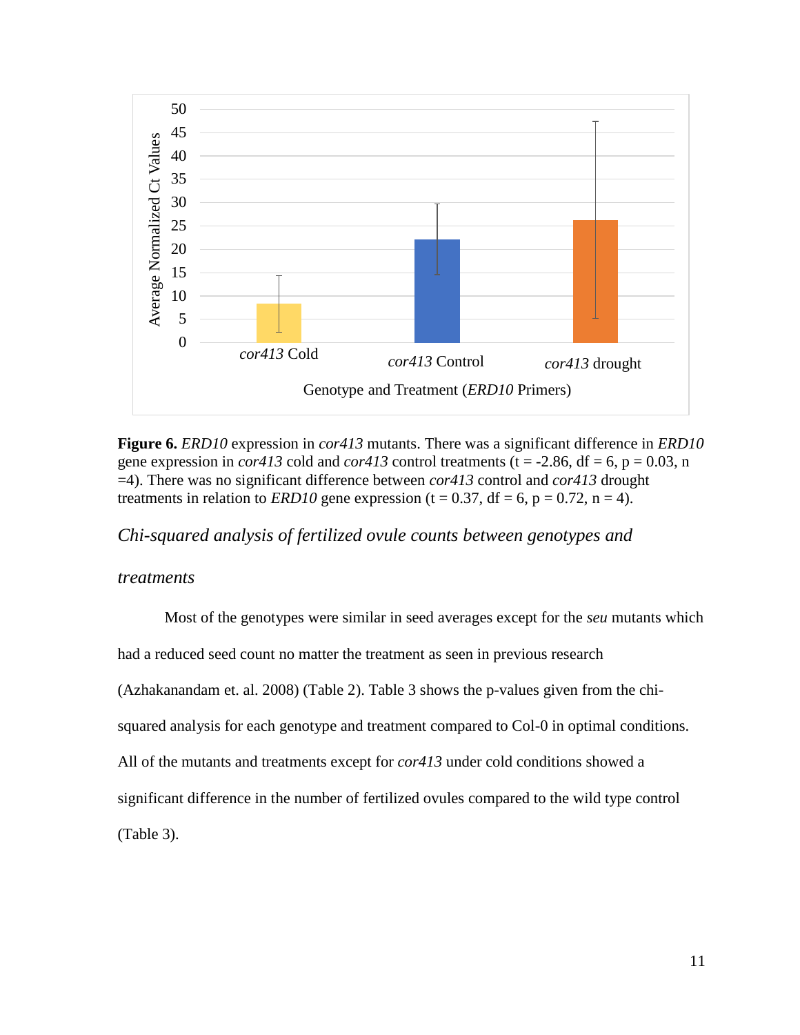**Figure 6.** *ERD10* expression in *cor413* mutants. There was a significant difference in *ERD10* gene expression in *cor413* cold and *cor413* control treatments ($t = -2.86$, $df = 6$, $p = 0.03$, $n = 4$). There was no significant difference between *cor413* control and *cor413* drought treatments in relation to *ERD10* gene expression ($t = 0.37$, $df = 6$, $p = 0.72$, $n = 4$).

### *Chi-squared analysis of fertilized ovule counts between genotypes and treatments*

Most of the genotypes were similar in seed averages except for the *seu* mutants which had a reduced seed count no matter the treatment as seen in previous research (Azhakanandam et. al. 2008) (Table 2). Table 3 shows the p-values given from the chi-squared analysis for each genotype and treatment compared to Col-0 in optimal conditions. All of the mutants and treatments except for *cor413* under cold conditions showed a significant difference in the number of fertilized ovules compared to the wild type control (Table 3).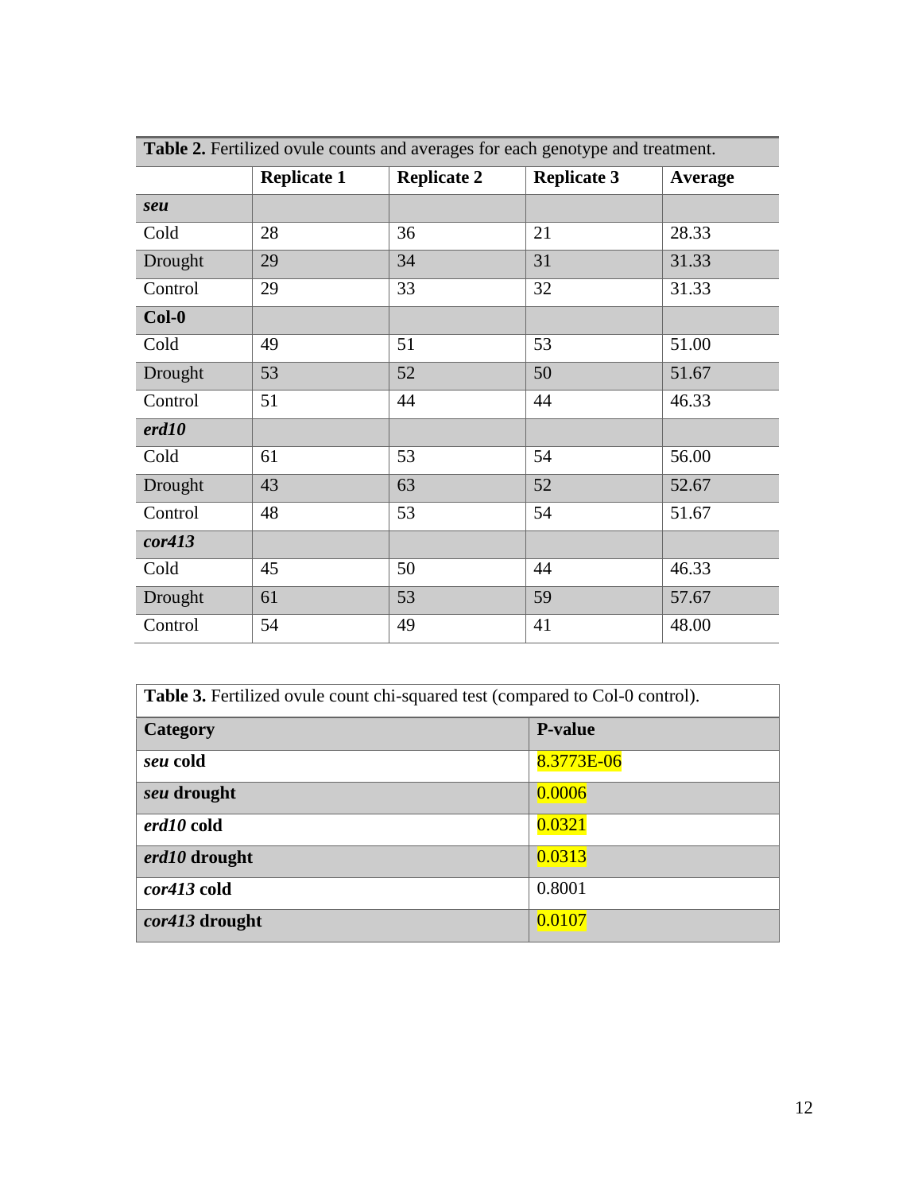**Table 2.** Fertilized ovule counts and averages for each genotype and treatment.

| | Replicate 1 | Replicate 2 | Replicate 3 | Average |
|---|---|---|---|---|
| ***seu*** | | | | |
| Cold | 28 | 36 | 21 | 28.33 |
| Drought | 29 | 34 | 31 | 31.33 |
| Control | 29 | 33 | 32 | 31.33 |
| **Col-0** | | | | |
| Cold | 49 | 51 | 53 | 51.00 |
| Drought | 53 | 52 | 50 | 51.67 |
| Control | 51 | 44 | 44 | 46.33 |
| ***erd10*** | | | | |
| Cold | 61 | 53 | 54 | 56.00 |
| Drought | 43 | 63 | 52 | 52.67 |
| Control | 48 | 53 | 54 | 51.67 |
| ***cor413*** | | | | |
| Cold | 45 | 50 | 44 | 46.33 |
| Drought | 61 | 53 | 59 | 57.67 |
| Control | 54 | 49 | 41 | 48.00 |

**Table 3.** Fertilized ovule count chi-squared test (compared to Col-0 control).

| Category | P-value |
|---|---|
| ***seu* cold** | 8.3773E-06 |
| ***seu* drought** | 0.0006 |
| ***erd10* cold** | 0.0321 |
| ***erd10* drought** | 0.0313 |
| ***cor413* cold** | 0.8001 |
| ***cor413* drought** | 0.0107 |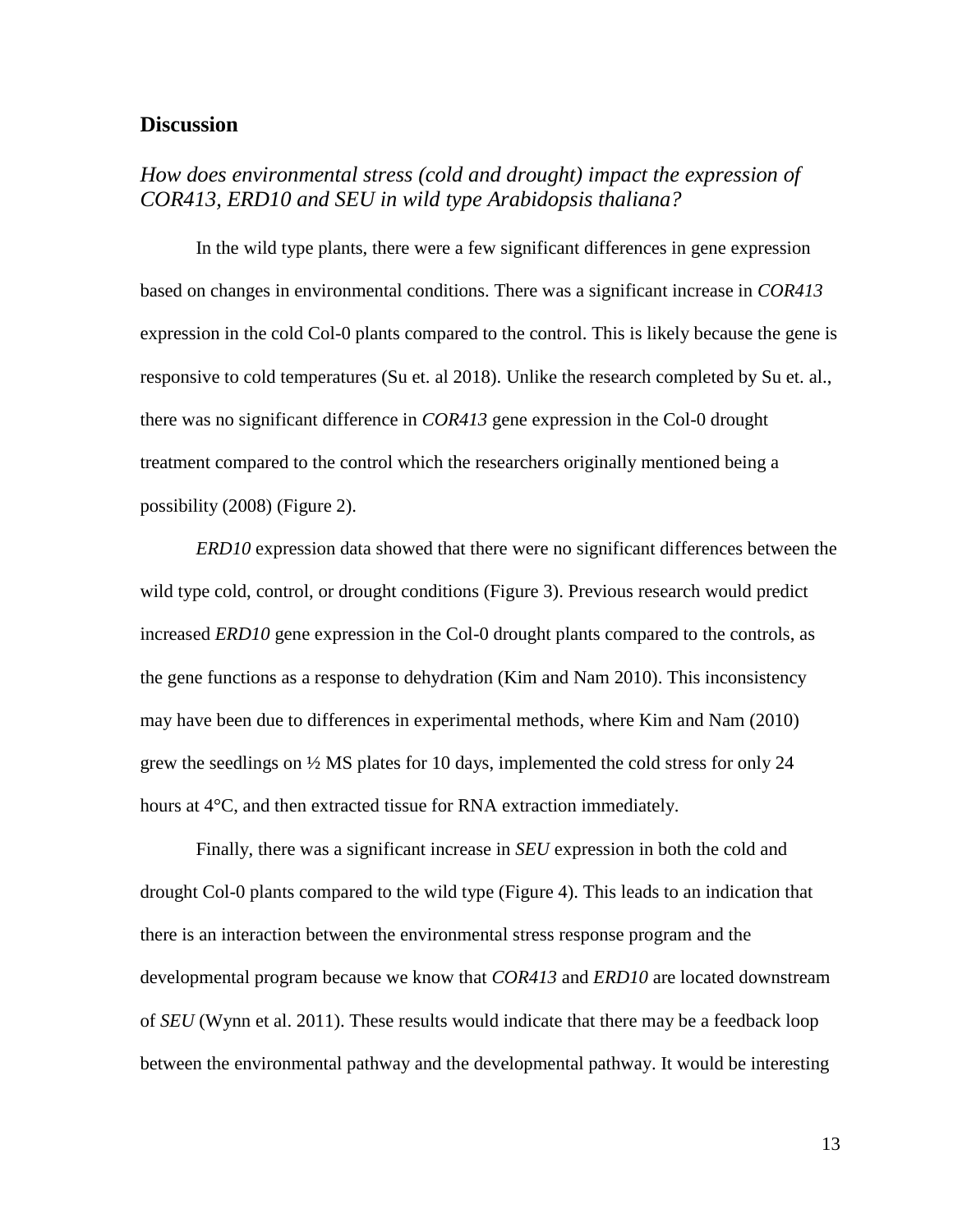## Discussion

### *How does environmental stress (cold and drought) impact the expression of COR413, ERD10 and SEU in wild type Arabidopsis thaliana?*

In the wild type plants, there were a few significant differences in gene expression based on changes in environmental conditions. There was a significant increase in *COR413* expression in the cold Col-0 plants compared to the control. This is likely because the gene is responsive to cold temperatures (Su et. al 2018). Unlike the research completed by Su et. al., there was no significant difference in *COR413* gene expression in the Col-0 drought treatment compared to the control which the researchers originally mentioned being a possibility (2008) (Figure 2).

*ERD10* expression data showed that there were no significant differences between the wild type cold, control, or drought conditions (Figure 3). Previous research would predict increased *ERD10* gene expression in the Col-0 drought plants compared to the controls, as the gene functions as a response to dehydration (Kim and Nam 2010). This inconsistency may have been due to differences in experimental methods, where Kim and Nam (2010) grew the seedlings on ½ MS plates for 10 days, implemented the cold stress for only 24 hours at 4°C, and then extracted tissue for RNA extraction immediately.

Finally, there was a significant increase in *SEU* expression in both the cold and drought Col-0 plants compared to the wild type (Figure 4). This leads to an indication that there is an interaction between the environmental stress response program and the developmental program because we know that *COR413* and *ERD10* are located downstream of *SEU* (Wynn et al. 2011). These results would indicate that there may be a feedback loop between the environmental pathway and the developmental pathway. It would be interesting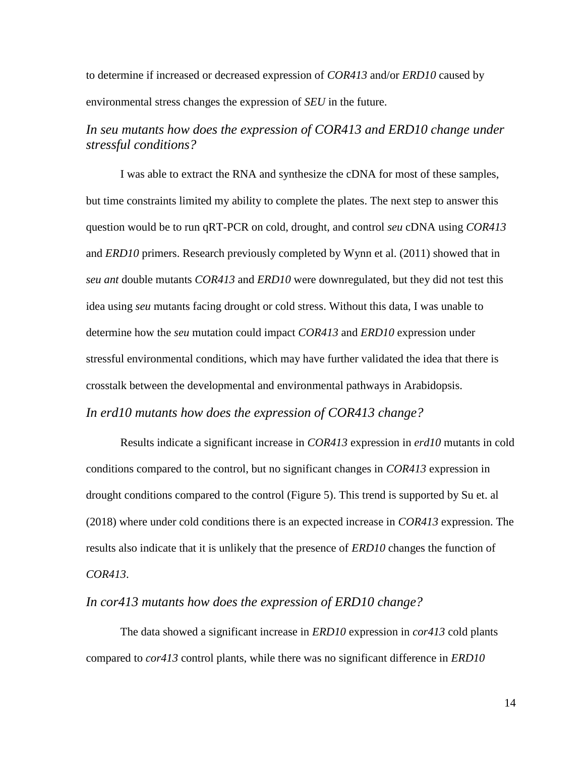to determine if increased or decreased expression of *COR413* and/or *ERD10* caused by environmental stress changes the expression of *SEU* in the future.

### *In seu mutants how does the expression of COR413 and ERD10 change under stressful conditions?*

I was able to extract the RNA and synthesize the cDNA for most of these samples, but time constraints limited my ability to complete the plates. The next step to answer this question would be to run qRT-PCR on cold, drought, and control *seu* cDNA using *COR413* and *ERD10* primers. Research previously completed by Wynn et al. (2011) showed that in *seu ant* double mutants *COR413* and *ERD10* were downregulated, but they did not test this idea using *seu* mutants facing drought or cold stress. Without this data, I was unable to determine how the *seu* mutation could impact *COR413* and *ERD10* expression under stressful environmental conditions, which may have further validated the idea that there is crosstalk between the developmental and environmental pathways in Arabidopsis.

### *In erd10 mutants how does the expression of COR413 change?*

Results indicate a significant increase in *COR413* expression in *erd10* mutants in cold conditions compared to the control, but no significant changes in *COR413* expression in drought conditions compared to the control (Figure 5). This trend is supported by Su et. al (2018) where under cold conditions there is an expected increase in *COR413* expression. The results also indicate that it is unlikely that the presence of *ERD10* changes the function of *COR413*.

### *In cor413 mutants how does the expression of ERD10 change?*

The data showed a significant increase in *ERD10* expression in *cor413* cold plants compared to *cor413* control plants, while there was no significant difference in *ERD10*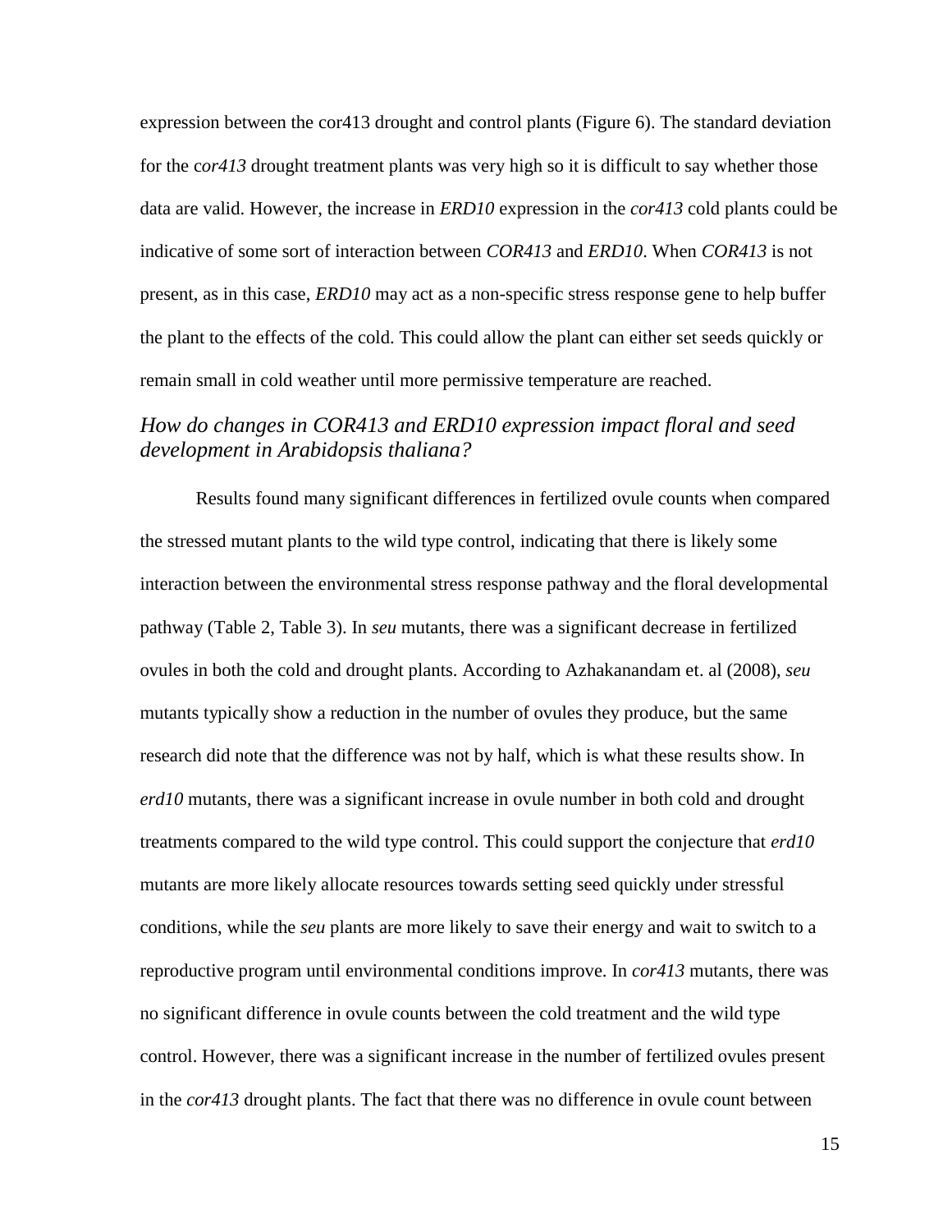expression between the cor413 drought and control plants (Figure 6). The standard deviation for the c*or413* drought treatment plants was very high so it is difficult to say whether those data are valid. However, the increase in *ERD10* expression in the *cor413* cold plants could be indicative of some sort of interaction between *COR413* and *ERD10*. When *COR413* is not present, as in this case, *ERD10* may act as a non-specific stress response gene to help buffer the plant to the effects of the cold. This could allow the plant can either set seeds quickly or remain small in cold weather until more permissive temperature are reached.

### *How do changes in COR413 and ERD10 expression impact floral and seed development in Arabidopsis thaliana?*

Results found many significant differences in fertilized ovule counts when compared the stressed mutant plants to the wild type control, indicating that there is likely some interaction between the environmental stress response pathway and the floral developmental pathway (Table 2, Table 3). In *seu* mutants, there was a significant decrease in fertilized ovules in both the cold and drought plants. According to Azhakanandam et. al (2008), *seu* mutants typically show a reduction in the number of ovules they produce, but the same research did note that the difference was not by half, which is what these results show. In *erd10* mutants, there was a significant increase in ovule number in both cold and drought treatments compared to the wild type control. This could support the conjecture that *erd10* mutants are more likely allocate resources towards setting seed quickly under stressful conditions, while the *seu* plants are more likely to save their energy and wait to switch to a reproductive program until environmental conditions improve. In *cor413* mutants, there was no significant difference in ovule counts between the cold treatment and the wild type control. However, there was a significant increase in the number of fertilized ovules present in the *cor413* drought plants. The fact that there was no difference in ovule count between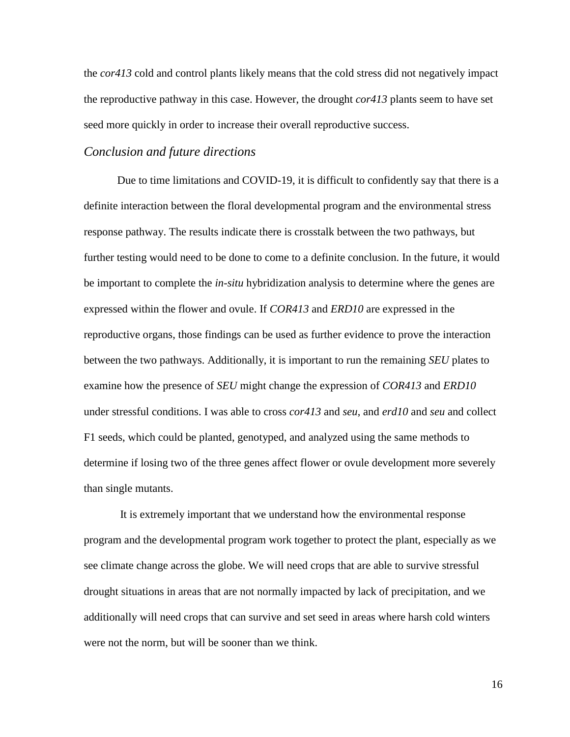the *cor413* cold and control plants likely means that the cold stress did not negatively impact the reproductive pathway in this case. However, the drought *cor413* plants seem to have set seed more quickly in order to increase their overall reproductive success.

### *Conclusion and future directions*

Due to time limitations and COVID-19, it is difficult to confidently say that there is a definite interaction between the floral developmental program and the environmental stress response pathway. The results indicate there is crosstalk between the two pathways, but further testing would need to be done to come to a definite conclusion. In the future, it would be important to complete the *in-situ* hybridization analysis to determine where the genes are expressed within the flower and ovule. If *COR413* and *ERD10* are expressed in the reproductive organs, those findings can be used as further evidence to prove the interaction between the two pathways. Additionally, it is important to run the remaining *SEU* plates to examine how the presence of *SEU* might change the expression of *COR413* and *ERD10* under stressful conditions. I was able to cross *cor413* and *seu*, and *erd10* and *seu* and collect F1 seeds, which could be planted, genotyped, and analyzed using the same methods to determine if losing two of the three genes affect flower or ovule development more severely than single mutants.

It is extremely important that we understand how the environmental response program and the developmental program work together to protect the plant, especially as we see climate change across the globe. We will need crops that are able to survive stressful drought situations in areas that are not normally impacted by lack of precipitation, and we additionally will need crops that can survive and set seed in areas where harsh cold winters were not the norm, but will be sooner than we think.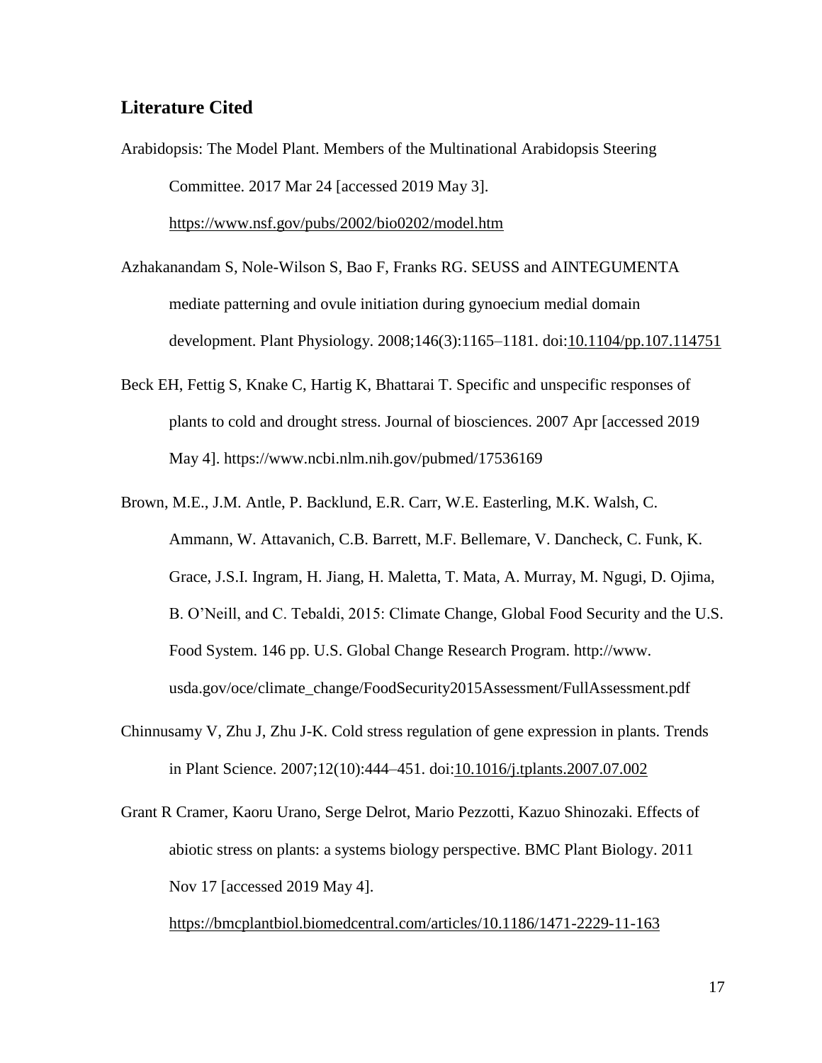## Literature Cited

Arabidopsis: The Model Plant. Members of the Multinational Arabidopsis Steering Committee. 2017 Mar 24 [accessed 2019 May 3]. https://www.nsf.gov/pubs/2002/bio0202/model.htm

Azhakanandam S, Nole-Wilson S, Bao F, Franks RG. SEUSS and AINTEGUMENTA mediate patterning and ovule initiation during gynoecium medial domain development. Plant Physiology. 2008;146(3):1165–1181. doi:10.1104/pp.107.114751

Beck EH, Fettig S, Knake C, Hartig K, Bhattarai T. Specific and unspecific responses of plants to cold and drought stress. Journal of biosciences. 2007 Apr [accessed 2019 May 4]. https://www.ncbi.nlm.nih.gov/pubmed/17536169

Brown, M.E., J.M. Antle, P. Backlund, E.R. Carr, W.E. Easterling, M.K. Walsh, C. Ammann, W. Attavanich, C.B. Barrett, M.F. Bellemare, V. Dancheck, C. Funk, K. Grace, J.S.I. Ingram, H. Jiang, H. Maletta, T. Mata, A. Murray, M. Ngugi, D. Ojima, B. O'Neill, and C. Tebaldi, 2015: Climate Change, Global Food Security and the U.S. Food System. 146 pp. U.S. Global Change Research Program. http://www.usda.gov/oce/climate_change/FoodSecurity2015Assessment/FullAssessment.pdf

Chinnusamy V, Zhu J, Zhu J-K. Cold stress regulation of gene expression in plants. Trends in Plant Science. 2007;12(10):444–451. doi:10.1016/j.tplants.2007.07.002

Grant R Cramer, Kaoru Urano, Serge Delrot, Mario Pezzotti, Kazuo Shinozaki. Effects of abiotic stress on plants: a systems biology perspective. BMC Plant Biology. 2011 Nov 17 [accessed 2019 May 4]. https://bmcplantbiol.biomedcentral.com/articles/10.1186/1471-2229-11-163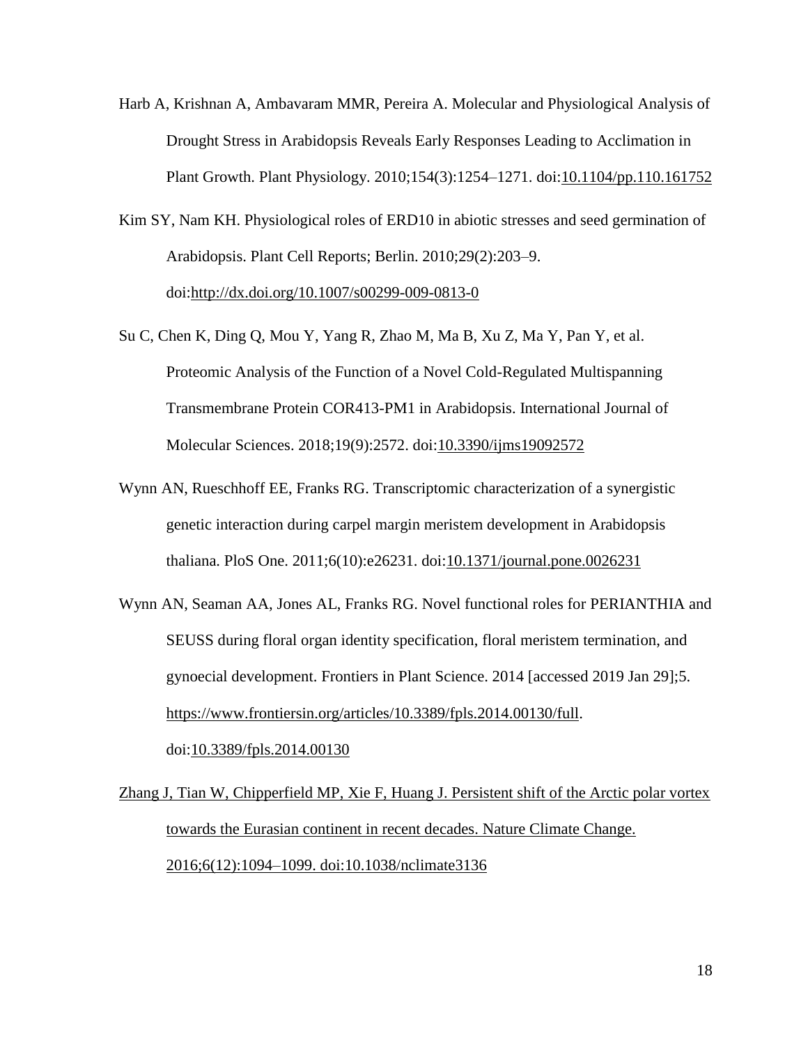Harb A, Krishnan A, Ambavaram MMR, Pereira A. Molecular and Physiological Analysis of Drought Stress in Arabidopsis Reveals Early Responses Leading to Acclimation in Plant Growth. Plant Physiology. 2010;154(3):1254–1271. doi:10.1104/pp.110.161752

Kim SY, Nam KH. Physiological roles of ERD10 in abiotic stresses and seed germination of Arabidopsis. Plant Cell Reports; Berlin. 2010;29(2):203–9. doi:http://dx.doi.org/10.1007/s00299-009-0813-0

Su C, Chen K, Ding Q, Mou Y, Yang R, Zhao M, Ma B, Xu Z, Ma Y, Pan Y, et al. Proteomic Analysis of the Function of a Novel Cold-Regulated Multispanning Transmembrane Protein COR413-PM1 in Arabidopsis. International Journal of Molecular Sciences. 2018;19(9):2572. doi:10.3390/ijms19092572

Wynn AN, Rueschhoff EE, Franks RG. Transcriptomic characterization of a synergistic genetic interaction during carpel margin meristem development in Arabidopsis thaliana. PloS One. 2011;6(10):e26231. doi:10.1371/journal.pone.0026231

Wynn AN, Seaman AA, Jones AL, Franks RG. Novel functional roles for PERIANTHIA and SEUSS during floral organ identity specification, floral meristem termination, and gynoecial development. Frontiers in Plant Science. 2014 [accessed 2019 Jan 29];5. https://www.frontiersin.org/articles/10.3389/fpls.2014.00130/full. doi:10.3389/fpls.2014.00130

Zhang J, Tian W, Chipperfield MP, Xie F, Huang J. Persistent shift of the Arctic polar vortex towards the Eurasian continent in recent decades. Nature Climate Change. 2016;6(12):1094–1099. doi:10.1038/nclimate3136